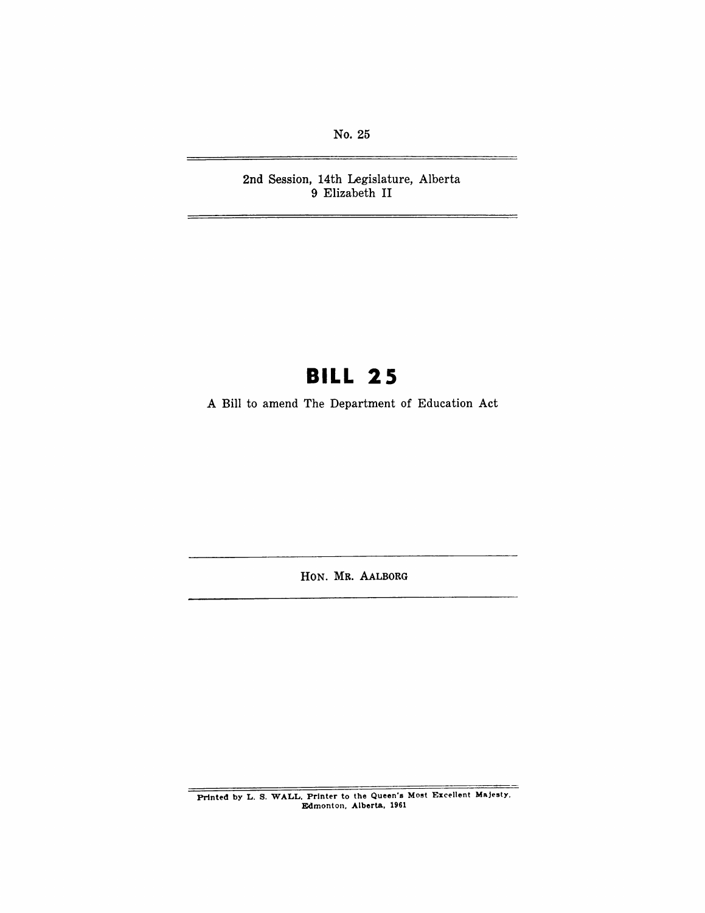No. 25

2nd Session, 14th Legislature, Alberta
9 Elizabeth II

# BILL 25

A Bill to amend The Department of Education Act

HON. MR. AALBORG

Printed by L. S. WALL, Printer to the Queen's Most Excellent Majesty, Edmonton, Alberta, 1961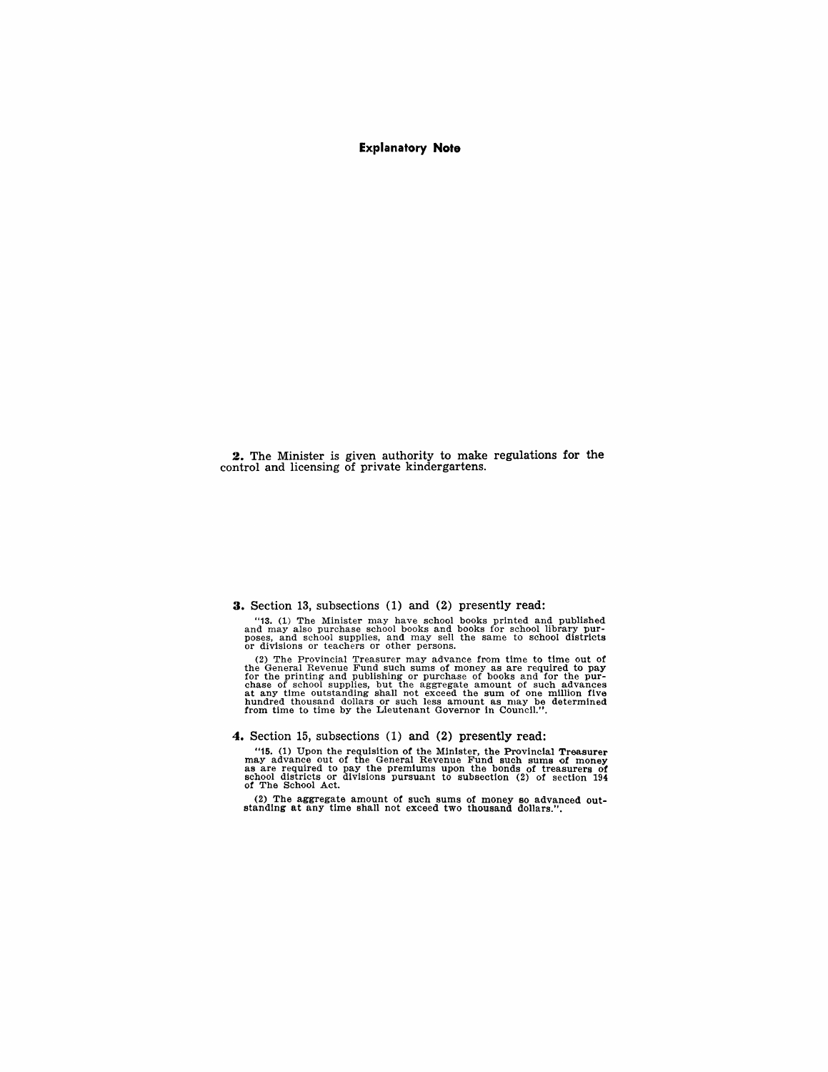**Explanatory Note**

**2.** The Minister is given authority to make regulations for the control and licensing of private kindergartens.

**3.** Section 13, subsections (1) and (2) presently read:

"13. (1) The Minister may have school books printed and published and may also purchase school books and books for school library purposes, and school supplies, and may sell the same to school districts or divisions or teachers or other persons.

(2) The Provincial Treasurer may advance from time to time out of the General Revenue Fund such sums of money as are required to pay for the printing and publishing or purchase of books and for the purchase of school supplies, but the aggregate amount of such advances at any time outstanding shall not exceed the sum of one million five hundred thousand dollars or such less amount as may be determined from time to time by the Lieutenant Governor in Council.".

**4.** Section 15, subsections (1) and (2) presently read:

"15. (1) Upon the requisition of the Minister, the Provincial Treasurer may advance out of the General Revenue Fund such sums of money as are required to pay the premiums upon the bonds of treasurers of school districts or divisions pursuant to subsection (2) of section 194 of The School Act.

(2) The aggregate amount of such sums of money so advanced outstanding at any time shall not exceed two thousand dollars.".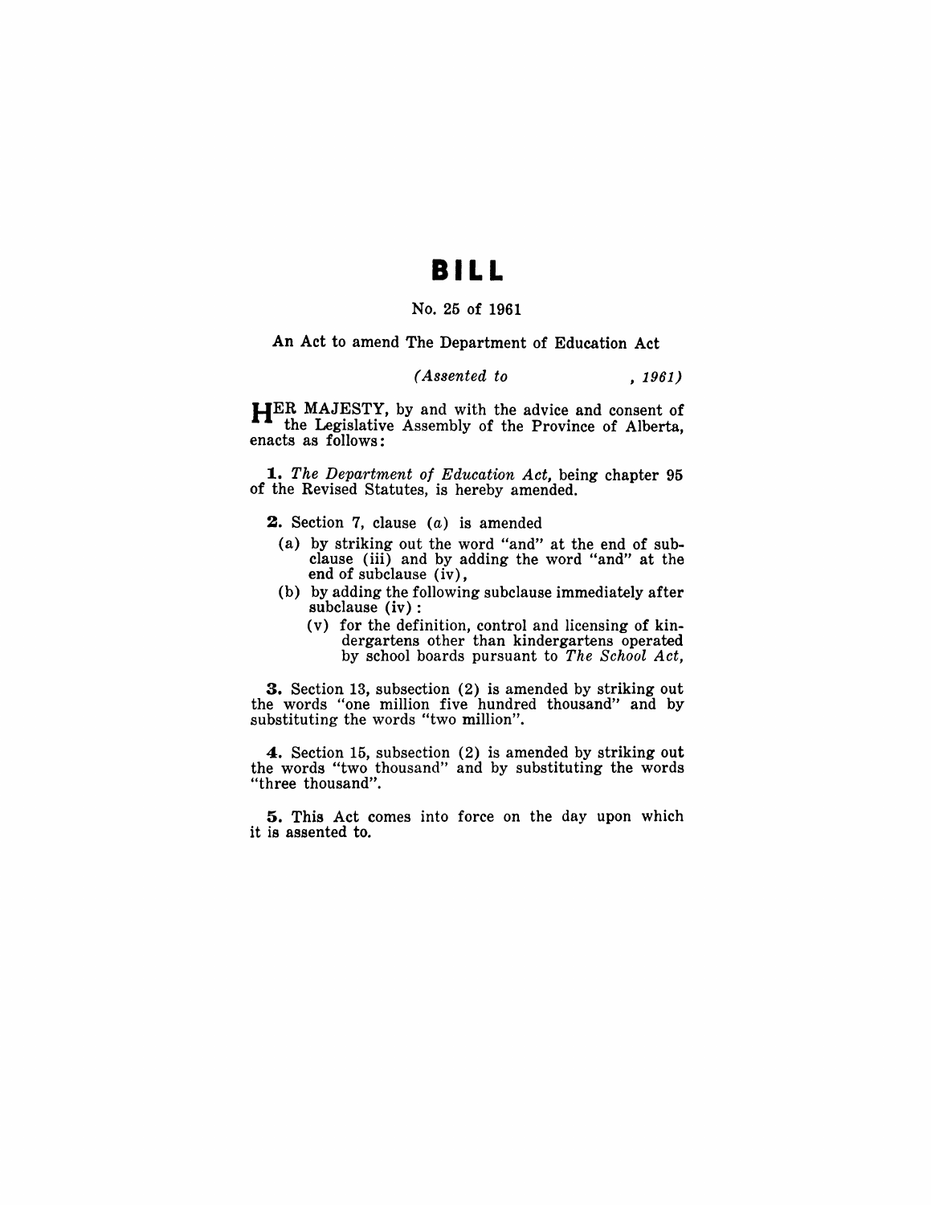# BILL

No. 25 of 1961

An Act to amend The Department of Education Act

*(Assented to , 1961)*

HER MAJESTY, by and with the advice and consent of the Legislative Assembly of the Province of Alberta, enacts as follows:

**1.** *The Department of Education Act,* being chapter 95 of the Revised Statutes, is hereby amended.

**2.** Section 7, clause (*a*) is amended

- (a) by striking out the word "and" at the end of subclause (iii) and by adding the word "and" at the end of subclause (iv),
- (b) by adding the following subclause immediately after subclause (iv):
  - (v) for the definition, control and licensing of kindergartens other than kindergartens operated by school boards pursuant to *The School Act,*

**3.** Section 13, subsection (2) is amended by striking out the words "one million five hundred thousand" and by substituting the words "two million".

**4.** Section 15, subsection (2) is amended by striking out the words "two thousand" and by substituting the words "three thousand".

**5.** This Act comes into force on the day upon which it is assented to.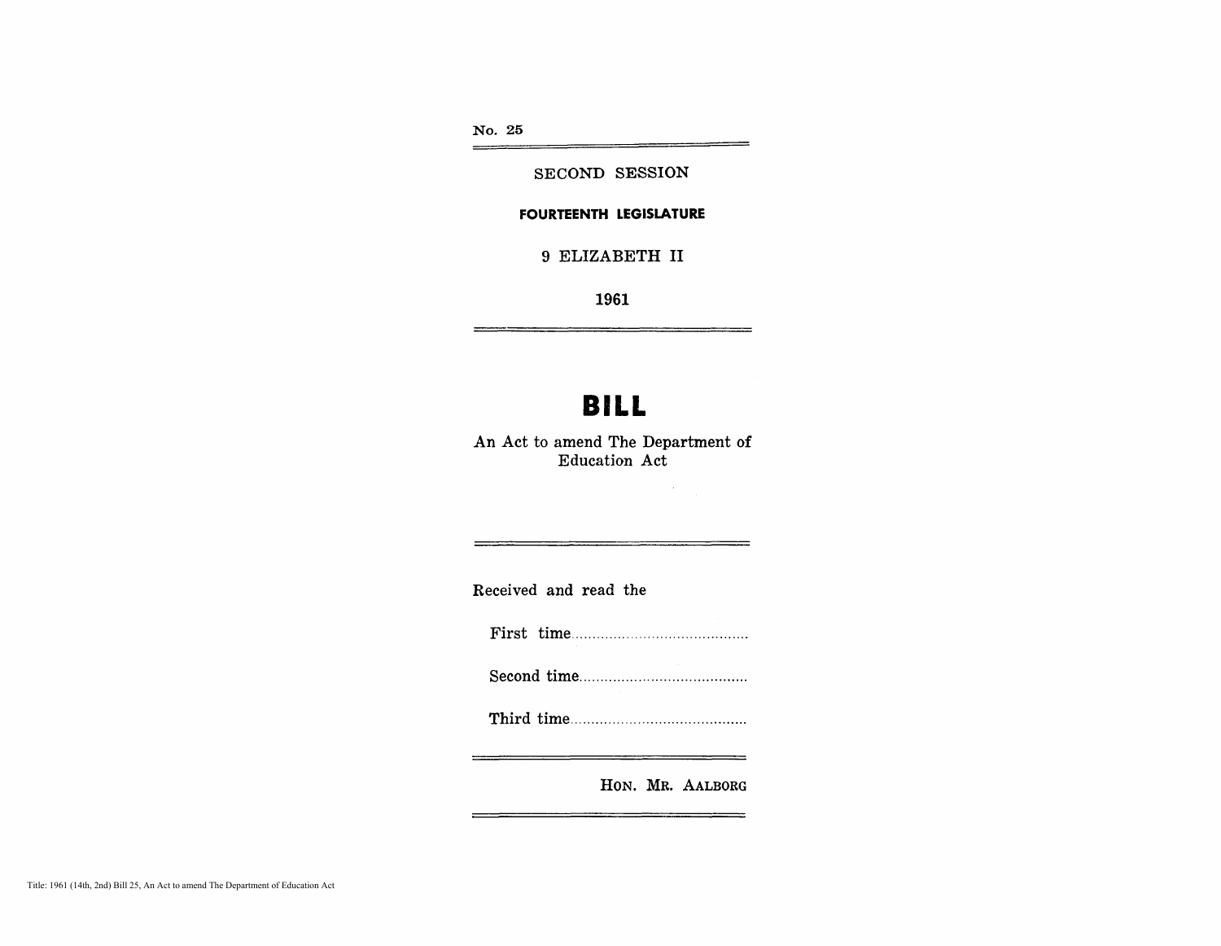No. 25

SECOND SESSION

**FOURTEENTH LEGISLATURE**

9 ELIZABETH II

**1961**

# BILL

An Act to amend The Department of Education Act

Received and read the

First time..........................................

Second time........................................

Third time..........................................

HON. MR. AALBORG

Title: 1961 (14th, 2nd) Bill 25, An Act to amend The Department of Education Act